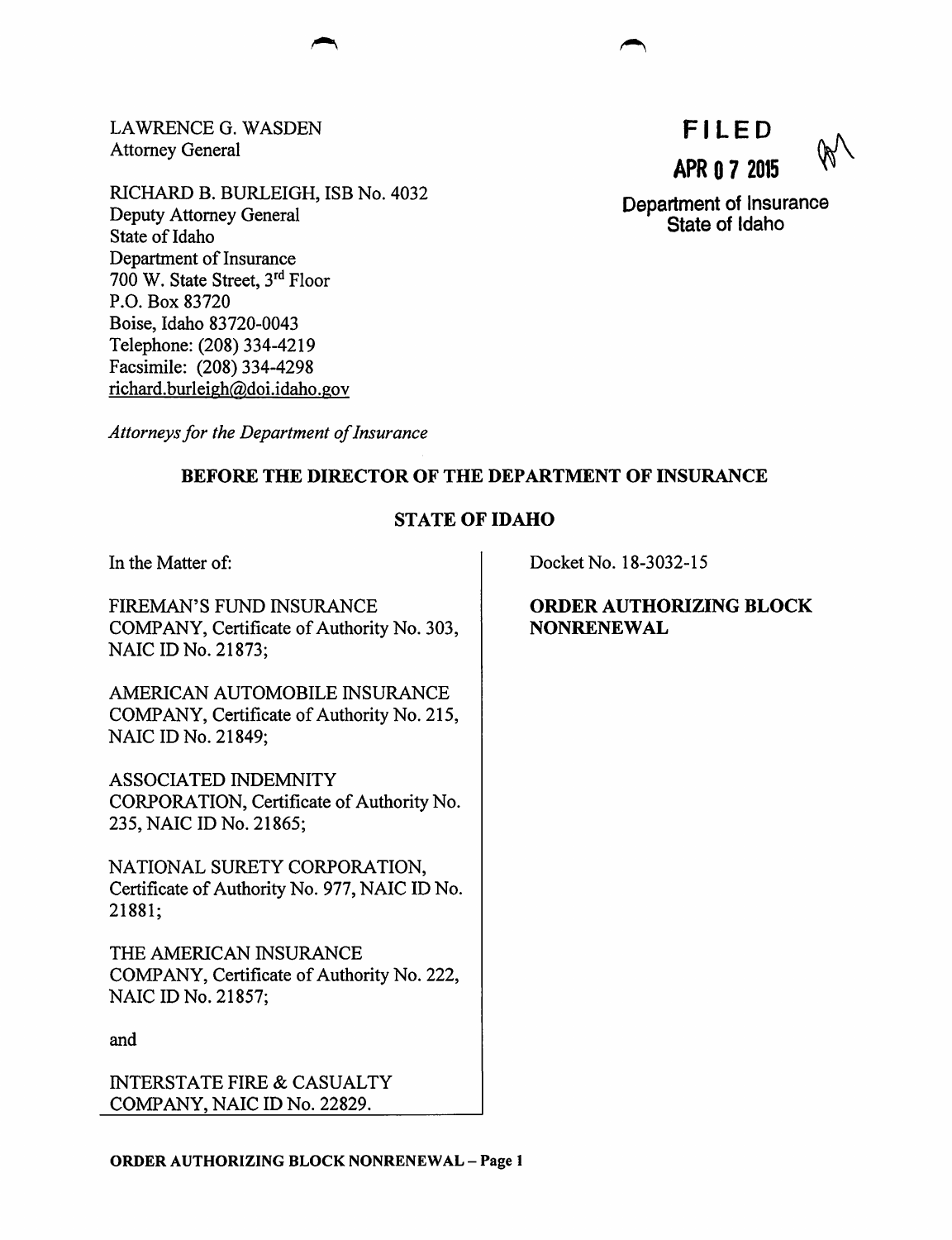LAWRENCE G. WASDEN
Attorney General

RICHARD B. BURLEIGH, ISB No. 4032
Deputy Attorney General
State of Idaho
Department of Insurance
700 W. State Street, 3rd Floor
P.O. Box 83720
Boise, Idaho 83720-0043
Telephone: (208) 334-4219
Facsimile: (208) 334-4298
richard.burleigh@doi.idaho.gov

*Attorneys for the Department of Insurance*

**FILED**
**APR 0 7 2015**
Department of Insurance
State of Idaho

**BEFORE THE DIRECTOR OF THE DEPARTMENT OF INSURANCE**

**STATE OF IDAHO**

In the Matter of:

FIREMAN'S FUND INSURANCE COMPANY, Certificate of Authority No. 303, NAIC ID No. 21873;

AMERICAN AUTOMOBILE INSURANCE COMPANY, Certificate of Authority No. 215, NAIC ID No. 21849;

ASSOCIATED INDEMNITY CORPORATION, Certificate of Authority No. 235, NAIC ID No. 21865;

NATIONAL SURETY CORPORATION, Certificate of Authority No. 977, NAIC ID No. 21881;

THE AMERICAN INSURANCE COMPANY, Certificate of Authority No. 222, NAIC ID No. 21857;

and

INTERSTATE FIRE & CASUALTY COMPANY, NAIC ID No. 22829.

Docket No. 18-3032-15

**ORDER AUTHORIZING BLOCK NONRENEWAL**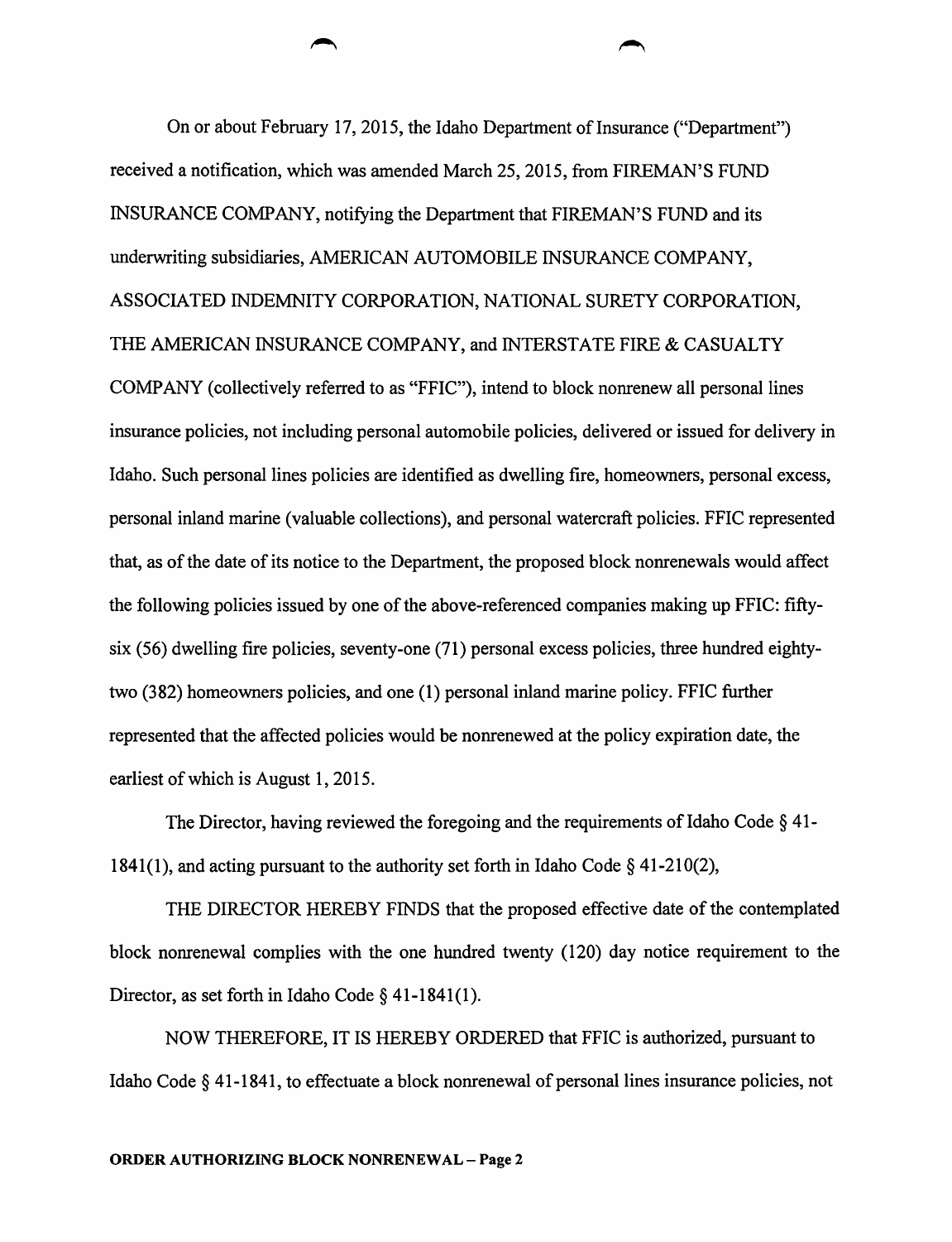On or about February 17, 2015, the Idaho Department of Insurance ("Department") received a notification, which was amended March 25, 2015, from FIREMAN'S FUND INSURANCE COMPANY, notifying the Department that FIREMAN'S FUND and its underwriting subsidiaries, AMERICAN AUTOMOBILE INSURANCE COMPANY, ASSOCIATED INDEMNITY CORPORATION, NATIONAL SURETY CORPORATION, THE AMERICAN INSURANCE COMPANY, and INTERSTATE FIRE & CASUALTY COMPANY (collectively referred to as "FFIC"), intend to block nonrenew all personal lines insurance policies, not including personal automobile policies, delivered or issued for delivery in Idaho. Such personal lines policies are identified as dwelling fire, homeowners, personal excess, personal inland marine (valuable collections), and personal watercraft policies. FFIC represented that, as of the date of its notice to the Department, the proposed block nonrenewals would affect the following policies issued by one of the above-referenced companies making up FFIC: fifty-six (56) dwelling fire policies, seventy-one (71) personal excess policies, three hundred eighty-two (382) homeowners policies, and one (1) personal inland marine policy. FFIC further represented that the affected policies would be nonrenewed at the policy expiration date, the earliest of which is August 1, 2015.

The Director, having reviewed the foregoing and the requirements of Idaho Code § 41-1841(1), and acting pursuant to the authority set forth in Idaho Code § 41-210(2),

THE DIRECTOR HEREBY FINDS that the proposed effective date of the contemplated block nonrenewal complies with the one hundred twenty (120) day notice requirement to the Director, as set forth in Idaho Code § 41-1841(1).

NOW THEREFORE, IT IS HEREBY ORDERED that FFIC is authorized, pursuant to Idaho Code § 41-1841, to effectuate a block nonrenewal of personal lines insurance policies, not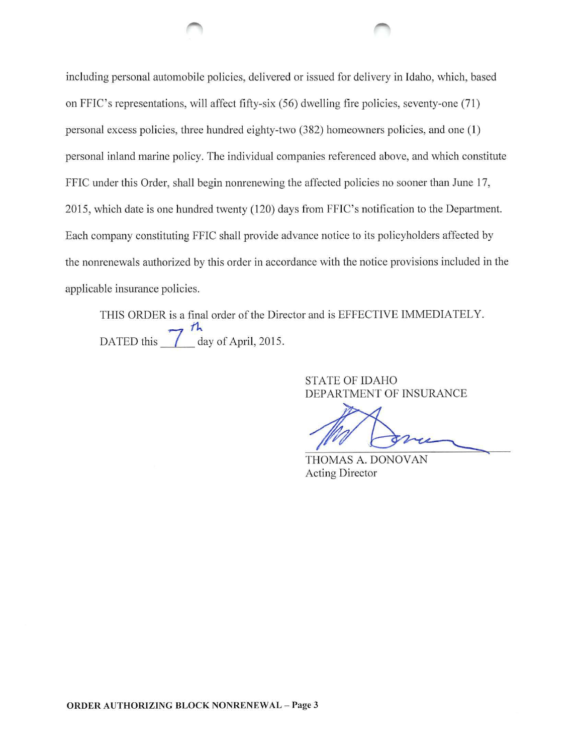including personal automobile policies, delivered or issued for delivery in Idaho, which, based on FFIC's representations, will affect fifty-six (56) dwelling fire policies, seventy-one (71) personal excess policies, three hundred eighty-two (382) homeowners policies, and one (1) personal inland marine policy. The individual companies referenced above, and which constitute FFIC under this Order, shall begin nonrenewing the affected policies no sooner than June 17, 2015, which date is one hundred twenty (120) days from FFIC's notification to the Department. Each company constituting FFIC shall provide advance notice to its policyholders affected by the nonrenewals authorized by this order in accordance with the notice provisions included in the applicable insurance policies.

THIS ORDER is a final order of the Director and is EFFECTIVE IMMEDIATELY.

DATED this 7th day of April, 2015.

STATE OF IDAHO
DEPARTMENT OF INSURANCE

THOMAS A. DONOVAN
Acting Director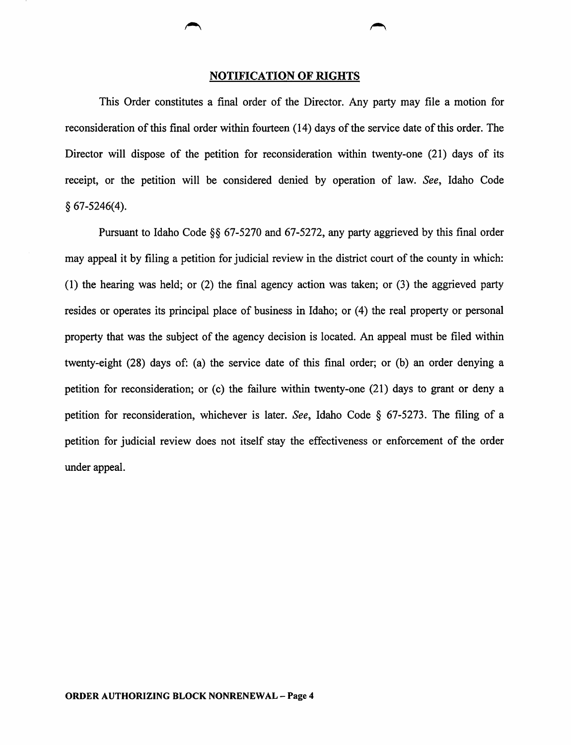## NOTIFICATION OF RIGHTS

This Order constitutes a final order of the Director. Any party may file a motion for reconsideration of this final order within fourteen (14) days of the service date of this order. The Director will dispose of the petition for reconsideration within twenty-one (21) days of its receipt, or the petition will be considered denied by operation of law. *See*, Idaho Code § 67-5246(4).

Pursuant to Idaho Code §§ 67-5270 and 67-5272, any party aggrieved by this final order may appeal it by filing a petition for judicial review in the district court of the county in which: (1) the hearing was held; or (2) the final agency action was taken; or (3) the aggrieved party resides or operates its principal place of business in Idaho; or (4) the real property or personal property that was the subject of the agency decision is located. An appeal must be filed within twenty-eight (28) days of: (a) the service date of this final order; or (b) an order denying a petition for reconsideration; or (c) the failure within twenty-one (21) days to grant or deny a petition for reconsideration, whichever is later. *See*, Idaho Code § 67-5273. The filing of a petition for judicial review does not itself stay the effectiveness or enforcement of the order under appeal.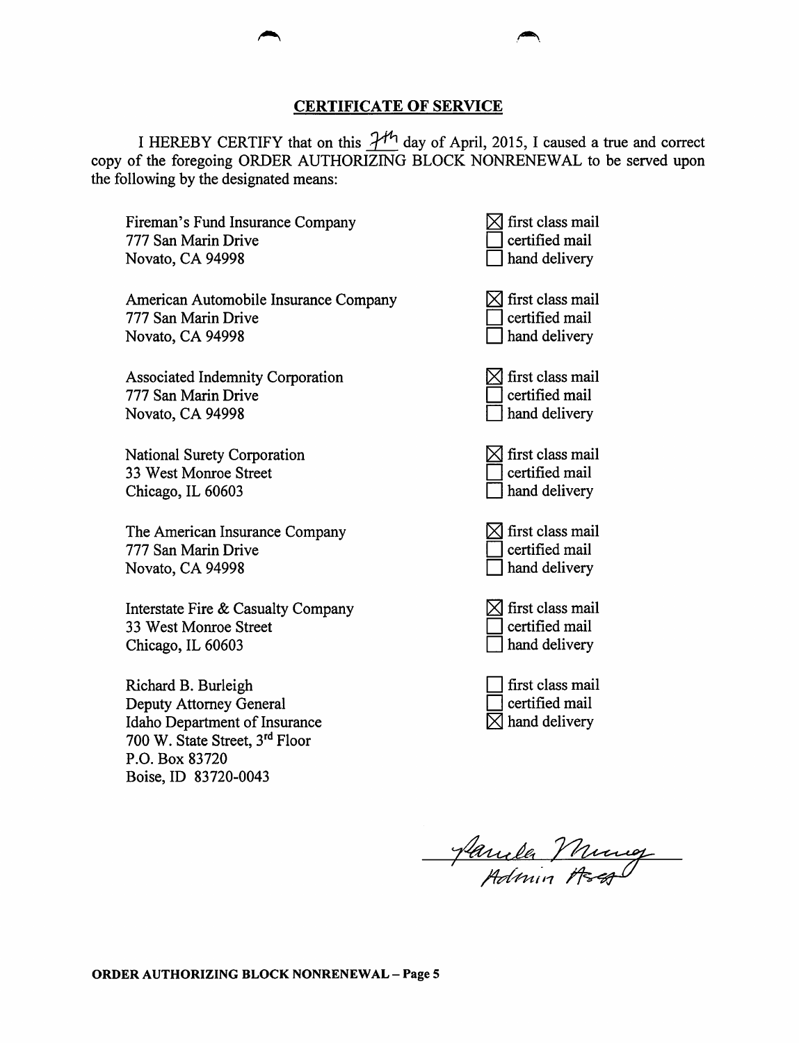## CERTIFICATE OF SERVICE

I HEREBY CERTIFY that on this 7th day of April, 2015, I caused a true and correct copy of the foregoing ORDER AUTHORIZING BLOCK NONRENEWAL to be served upon the following by the designated means:

| | |
|---|---|
| Fireman's Fund Insurance Company<br>777 San Marin Drive<br>Novato, CA 94998 | ☒ first class mail<br>☐ certified mail<br>☐ hand delivery |
| American Automobile Insurance Company<br>777 San Marin Drive<br>Novato, CA 94998 | ☒ first class mail<br>☐ certified mail<br>☐ hand delivery |
| Associated Indemnity Corporation<br>777 San Marin Drive<br>Novato, CA 94998 | ☒ first class mail<br>☐ certified mail<br>☐ hand delivery |
| National Surety Corporation<br>33 West Monroe Street<br>Chicago, IL 60603 | ☒ first class mail<br>☐ certified mail<br>☐ hand delivery |
| The American Insurance Company<br>777 San Marin Drive<br>Novato, CA 94998 | ☒ first class mail<br>☐ certified mail<br>☐ hand delivery |
| Interstate Fire & Casualty Company<br>33 West Monroe Street<br>Chicago, IL 60603 | ☒ first class mail<br>☐ certified mail<br>☐ hand delivery |
| Richard B. Burleigh<br>Deputy Attorney General<br>Idaho Department of Insurance<br>700 W. State Street, 3rd Floor<br>P.O. Box 83720<br>Boise, ID 83720-0043 | ☐ first class mail<br>☐ certified mail<br>☒ hand delivery |

Pamela Murray
Admin Asst

ORDER AUTHORIZING BLOCK NONRENEWAL – Page 5